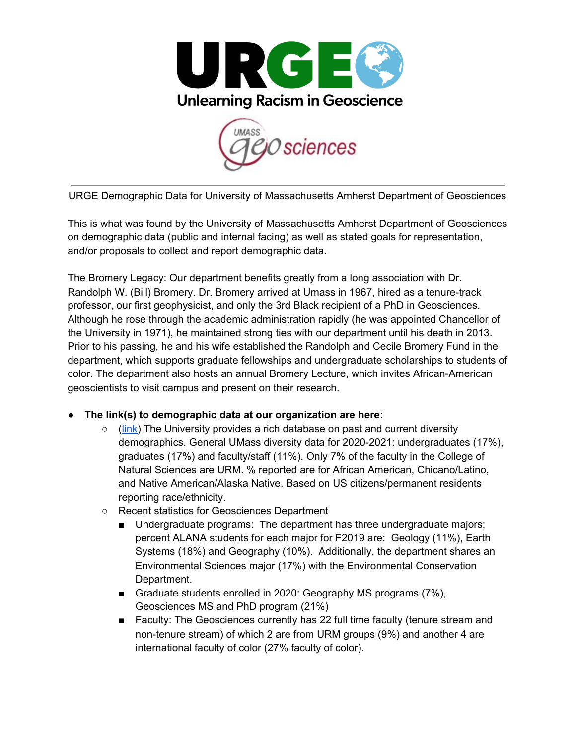URGE Demographic Data for University of Massachusetts Amherst Department of Geosciences

This is what was found by the University of Massachusetts Amherst Department of Geosciences on demographic data (public and internal facing) as well as stated goals for representation, and/or proposals to collect and report demographic data.

The Bromery Legacy: Our department benefits greatly from a long association with Dr. Randolph W. (Bill) Bromery. Dr. Bromery arrived at Umass in 1967, hired as a tenure-track professor, our first geophysicist, and only the 3rd Black recipient of a PhD in Geosciences. Although he rose through the academic administration rapidly (he was appointed Chancellor of the University in 1971), he maintained strong ties with our department until his death in 2013. Prior to his passing, he and his wife established the Randolph and Cecile Bromery Fund in the department, which supports graduate fellowships and undergraduate scholarships to students of color. The department also hosts an annual Bromery Lecture, which invites African-American geoscientists to visit campus and present on their research.

- **The link(s) to demographic data at our organization are here:**
  - (link) The University provides a rich database on past and current diversity demographics. General UMass diversity data for 2020-2021: undergraduates (17%), graduates (17%) and faculty/staff (11%). Only 7% of the faculty in the College of Natural Sciences are URM. % reported are for African American, Chicano/Latino, and Native American/Alaska Native. Based on US citizens/permanent residents reporting race/ethnicity.
  - Recent statistics for Geosciences Department
    - Undergraduate programs: The department has three undergraduate majors; percent ALANA students for each major for F2019 are: Geology (11%), Earth Systems (18%) and Geography (10%). Additionally, the department shares an Environmental Sciences major (17%) with the Environmental Conservation Department.
    - Graduate students enrolled in 2020: Geography MS programs (7%), Geosciences MS and PhD program (21%)
    - Faculty: The Geosciences currently has 22 full time faculty (tenure stream and non-tenure stream) of which 2 are from URM groups (9%) and another 4 are international faculty of color (27% faculty of color).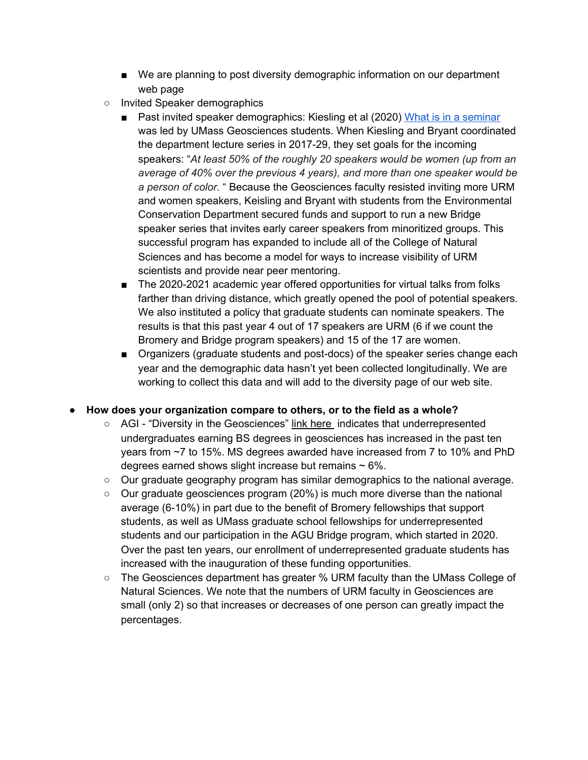- We are planning to post diversity demographic information on our department web page
    - Invited Speaker demographics
        - Past invited speaker demographics: Kiesling et al (2020) [What is in a seminar](#) was led by UMass Geosciences students. When Kiesling and Bryant coordinated the department lecture series in 2017-29, they set goals for the incoming speakers: "*At least 50% of the roughly 20 speakers would be women (up from an average of 40% over the previous 4 years), and more than one speaker would be a person of color.* " Because the Geosciences faculty resisted inviting more URM and women speakers, Keisling and Bryant with students from the Environmental Conservation Department secured funds and support to run a new Bridge speaker series that invites early career speakers from minoritized groups. This successful program has expanded to include all of the College of Natural Sciences and has become a model for ways to increase visibility of URM scientists and provide near peer mentoring.
        - The 2020-2021 academic year offered opportunities for virtual talks from folks farther than driving distance, which greatly opened the pool of potential speakers. We also instituted a policy that graduate students can nominate speakers. The results is that this past year 4 out of 17 speakers are URM (6 if we count the Bromery and Bridge program speakers) and 15 of the 17 are women.
        - Organizers (graduate students and post-docs) of the speaker series change each year and the demographic data hasn't yet been collected longitudinally. We are working to collect this data and will add to the diversity page of our web site.

- **How does your organization compare to others, or to the field as a whole?**
    - AGI - "Diversity in the Geosciences" link here indicates that underrepresented undergraduates earning BS degrees in geosciences has increased in the past ten years from ~7 to 15%. MS degrees awarded have increased from 7 to 10% and PhD degrees earned shows slight increase but remains ~ 6%.
    - Our graduate geography program has similar demographics to the national average.
    - Our graduate geosciences program (20%) is much more diverse than the national average (6-10%) in part due to the benefit of Bromery fellowships that support students, as well as UMass graduate school fellowships for underrepresented students and our participation in the AGU Bridge program, which started in 2020. Over the past ten years, our enrollment of underrepresented graduate students has increased with the inauguration of these funding opportunities.
    - The Geosciences department has greater % URM faculty than the UMass College of Natural Sciences. We note that the numbers of URM faculty in Geosciences are small (only 2) so that increases or decreases of one person can greatly impact the percentages.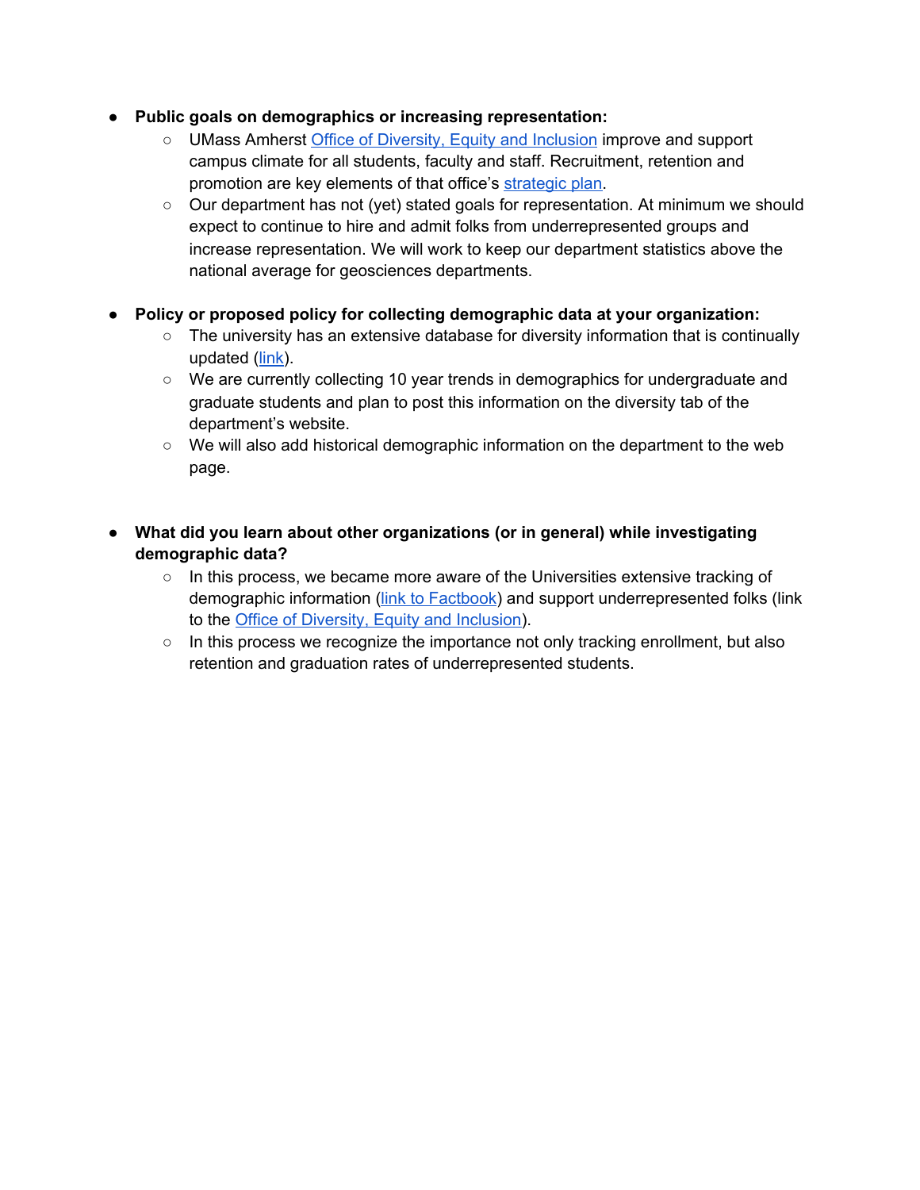- **Public goals on demographics or increasing representation:**
    - UMass Amherst Office of Diversity, Equity and Inclusion improve and support campus climate for all students, faculty and staff. Recruitment, retention and promotion are key elements of that office's strategic plan.
    - Our department has not (yet) stated goals for representation. At minimum we should expect to continue to hire and admit folks from underrepresented groups and increase representation. We will work to keep our department statistics above the national average for geosciences departments.

- **Policy or proposed policy for collecting demographic data at your organization:**
    - The university has an extensive database for diversity information that is continually updated (link).
    - We are currently collecting 10 year trends in demographics for undergraduate and graduate students and plan to post this information on the diversity tab of the department's website.
    - We will also add historical demographic information on the department to the web page.

- **What did you learn about other organizations (or in general) while investigating demographic data?**
    - In this process, we became more aware of the Universities extensive tracking of demographic information (link to Factbook) and support underrepresented folks (link to the Office of Diversity, Equity and Inclusion).
    - In this process we recognize the importance not only tracking enrollment, but also retention and graduation rates of underrepresented students.